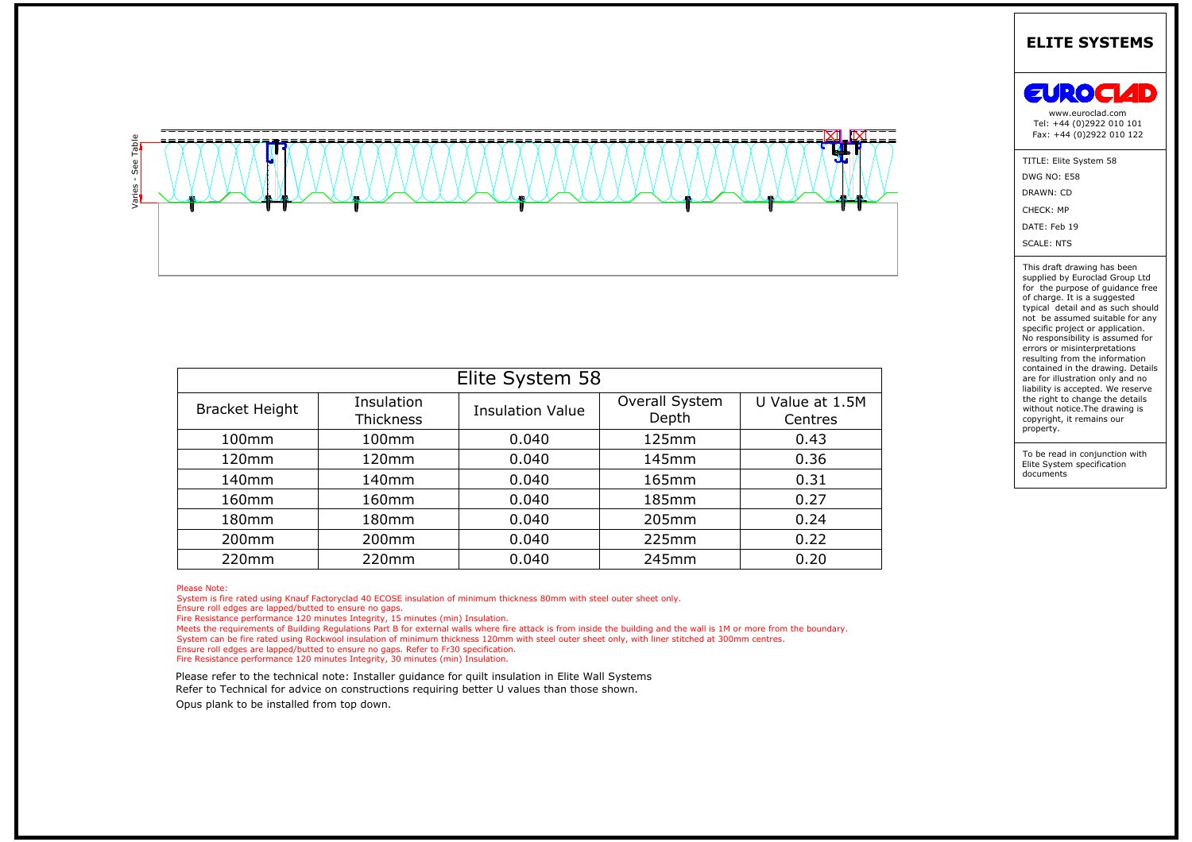Varies - See Table

| Elite System 58 | | | | |
|---|---|---|---|---|
| Bracket Height | Insulation Thickness | Insulation Value | Overall System Depth | U Value at 1.5M Centres |
| 100mm | 100mm | 0.040 | 125mm | 0.43 |
| 120mm | 120mm | 0.040 | 145mm | 0.36 |
| 140mm | 140mm | 0.040 | 165mm | 0.31 |
| 160mm | 160mm | 0.040 | 185mm | 0.27 |
| 180mm | 180mm | 0.040 | 205mm | 0.24 |
| 200mm | 200mm | 0.040 | 225mm | 0.22 |
| 220mm | 220mm | 0.040 | 245mm | 0.20 |

Please Note:
System is fire rated using Knauf Factoryclad 40 ECOSE insulation of minimum thickness 80mm with steel outer sheet only.
Ensure roll edges are lapped/butted to ensure no gaps.
Fire Resistance performance 120 minutes Integrity, 15 minutes (min) Insulation.
Meets the requirements of Building Regulations Part B for external walls where fire attack is from inside the building and the wall is 1M or more from the boundary.
System can be fire rated using Rockwool insulation of minimum thickness 120mm with steel outer sheet only, with liner stitched at 300mm centres.
Ensure roll edges are lapped/butted to ensure no gaps. Refer to Fr30 specification.
Fire Resistance performance 120 minutes Integrity, 30 minutes (min) Insulation.

Please refer to the technical note: Installer guidance for quilt insulation in Elite Wall Systems
Refer to Technical for advice on constructions requiring better U values than those shown.
Opus plank to be installed from top down.

## ELITE SYSTEMS

EUROCLAD

www.euroclad.com
Tel: +44 (0)2922 010 101
Fax: +44 (0)2922 010 122

TITLE: Elite System 58
DWG NO: E58
DRAWN: CD
CHECK: MP
DATE: Feb 19
SCALE: NTS

This draft drawing has been supplied by Euroclad Group Ltd for the purpose of guidance free of charge. It is a suggested typical detail and as such should not be assumed suitable for any specific project or application. No responsibility is assumed for errors or misinterpretations resulting from the information contained in the drawing. Details are for illustration only and no liability is accepted. We reserve the right to change the details without notice.The drawing is copyright, it remains our property.

To be read in conjunction with Elite System specification documents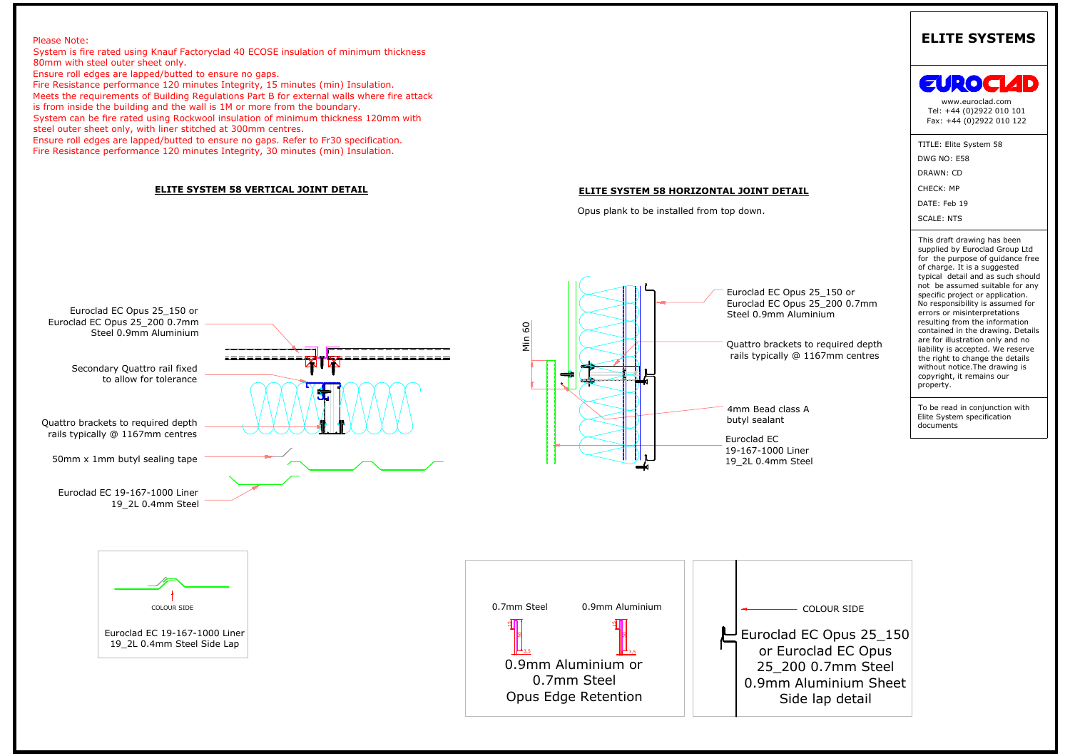Please Note:
System is fire rated using Knauf Factoryclad 40 ECOSE insulation of minimum thickness 80mm with steel outer sheet only.
Ensure roll edges are lapped/butted to ensure no gaps.
Fire Resistance performance 120 minutes Integrity, 15 minutes (min) Insulation.
Meets the requirements of Building Regulations Part B for external walls where fire attack is from inside the building and the wall is 1M or more from the boundary.
System can be fire rated using Rockwool insulation of minimum thickness 120mm with steel outer sheet only, with liner stitched at 300mm centres.
Ensure roll edges are lapped/butted to ensure no gaps. Refer to Fr30 specification.
Fire Resistance performance 120 minutes Integrity, 30 minutes (min) Insulation.

## ELITE SYSTEM 58 VERTICAL JOINT DETAIL

Euroclad EC Opus 25_150 or Euroclad EC Opus 25_200 0.7mm Steel 0.9mm Aluminium

Secondary Quattro rail fixed to allow for tolerance

Quattro brackets to required depth rails typically @ 1167mm centres

50mm x 1mm butyl sealing tape

Euroclad EC 19-167-1000 Liner 19_2L 0.4mm Steel

## ELITE SYSTEM 58 HORIZONTAL JOINT DETAIL

Opus plank to be installed from top down.

Min 60

Euroclad EC Opus 25_150 or Euroclad EC Opus 25_200 0.7mm Steel 0.9mm Aluminium

Quattro brackets to required depth rails typically @ 1167mm centres

4mm Bead class A butyl sealant

Euroclad EC 19-167-1000 Liner 19_2L 0.4mm Steel

COLOUR SIDE

Euroclad EC 19-167-1000 Liner 19_2L 0.4mm Steel Side Lap

0.7mm Steel

0.9mm Aluminium

0.9mm Aluminium or 0.7mm Steel Opus Edge Retention

COLOUR SIDE

Euroclad EC Opus 25_150 or Euroclad EC Opus 25_200 0.7mm Steel 0.9mm Aluminium Sheet Side lap detail

**ELITE SYSTEMS**

EUROCLAD

www.euroclad.com
Tel: +44 (0)2922 010 101
Fax: +44 (0)2922 010 122

TITLE: Elite System 58
DWG NO: E58
DRAWN: CD
CHECK: MP
DATE: Feb 19
SCALE: NTS

This draft drawing has been supplied by Euroclad Group Ltd for the purpose of guidance free of charge. It is a suggested typical detail and as such should not be assumed suitable for any specific project or application. No responsibility is assumed for errors or misinterpretations resulting from the information contained in the drawing. Details are for illustration only and no liability is accepted. We reserve the right to change the details without notice. The drawing is copyright, it remains our property.

To be read in conjunction with Elite System specification documents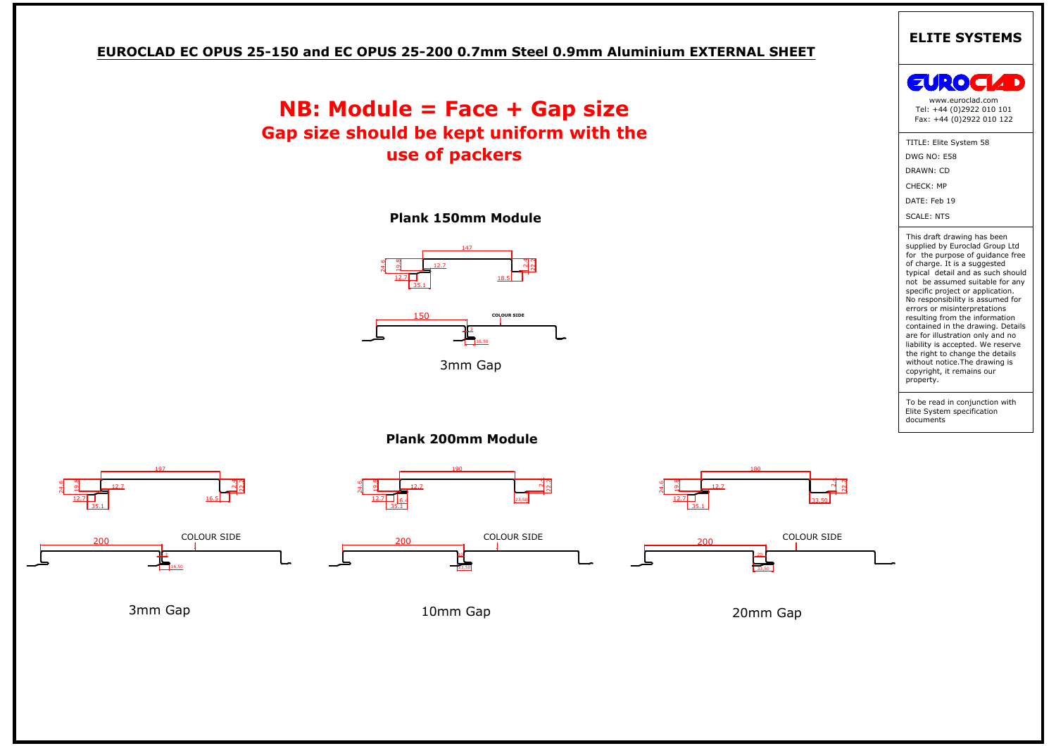# EUROCLAD EC OPUS 25-150 and EC OPUS 25-200 0.7mm Steel 0.9mm Aluminium EXTERNAL SHEET

## NB: Module = Face + Gap size
## Gap size should be kept uniform with the use of packers

### Plank 150mm Module

147
24.6
19.8
12.7
12.7
35.1
2.4
22.2
18.5

150
COLOUR SIDE
3
16.50

3mm Gap

### Plank 200mm Module

197
24.6
19.8
12.7
12.7
35.1
2.4
22.2
16.5

200
COLOUR SIDE
16.50

3mm Gap

190
24.6
19.8
12.7
12.7
16.4
35.1
2.4
22.2
23.50

200
COLOUR SIDE
23.50

10mm Gap

180
24.6
19.8
12.7
12.7
35.1
2.4
22.2
33.50

200
COLOUR SIDE
20
33.50

20mm Gap

**ELITE SYSTEMS**

EUROCLAD

www.euroclad.com
Tel: +44 (0)2922 010 101
Fax: +44 (0)2922 010 122

TITLE: Elite System 58
DWG NO: E58
DRAWN: CD
CHECK: MP
DATE: Feb 19
SCALE: NTS

This draft drawing has been supplied by Euroclad Group Ltd for the purpose of guidance free of charge. It is a suggested typical detail and as such should not be assumed suitable for any specific project or application. No responsibility is assumed for errors or misinterpretations resulting from the information contained in the drawing. Details are for illustration only and no liability is accepted. We reserve the right to change the details without notice.The drawing is copyright, it remains our property.

To be read in conjunction with Elite System specification documents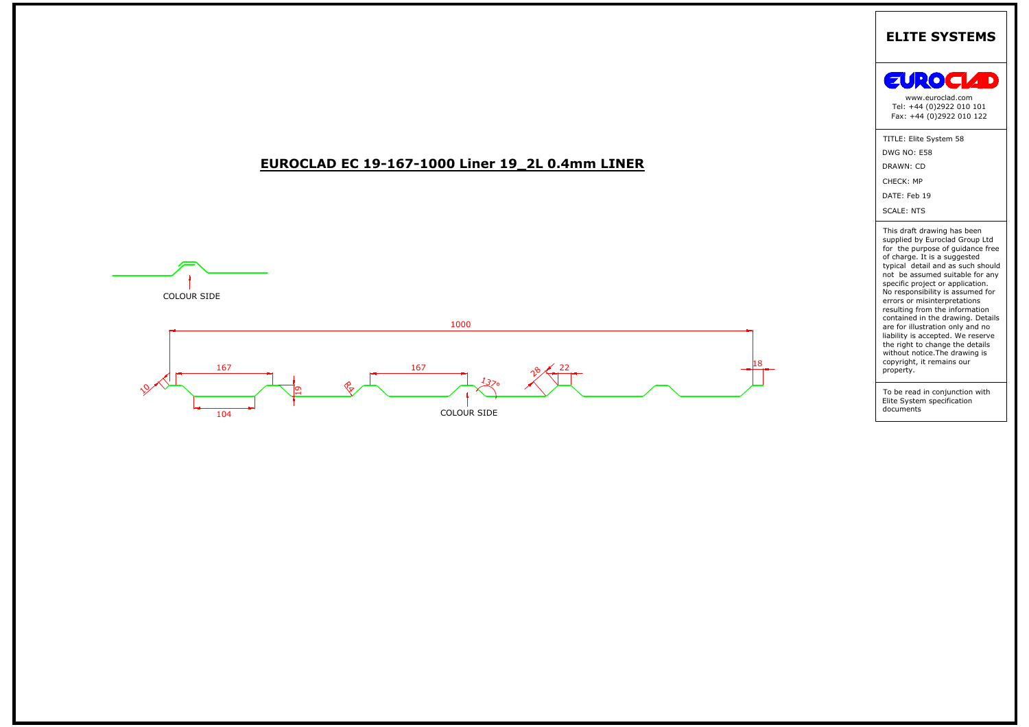# EUROCLAD EC 19-167-1000 Liner 19_2L 0.4mm LINER

COLOUR SIDE

1000

167

167

10

19

R4

137°

28

22

18

104

COLOUR SIDE

## ELITE SYSTEMS

EUROCLAD

www.euroclad.com
Tel: +44 (0)2922 010 101
Fax: +44 (0)2922 010 122

TITLE: Elite System 58

DWG NO: E58

DRAWN: CD

CHECK: MP

DATE: Feb 19

SCALE: NTS

This draft drawing has been supplied by Euroclad Group Ltd for the purpose of guidance free of charge. It is a suggested typical detail and as such should not be assumed suitable for any specific project or application. No responsibility is assumed for errors or misinterpretations resulting from the information contained in the drawing. Details are for illustration only and no liability is accepted. We reserve the right to change the details without notice.The drawing is copyright, it remains our property.

To be read in conjunction with Elite System specification documents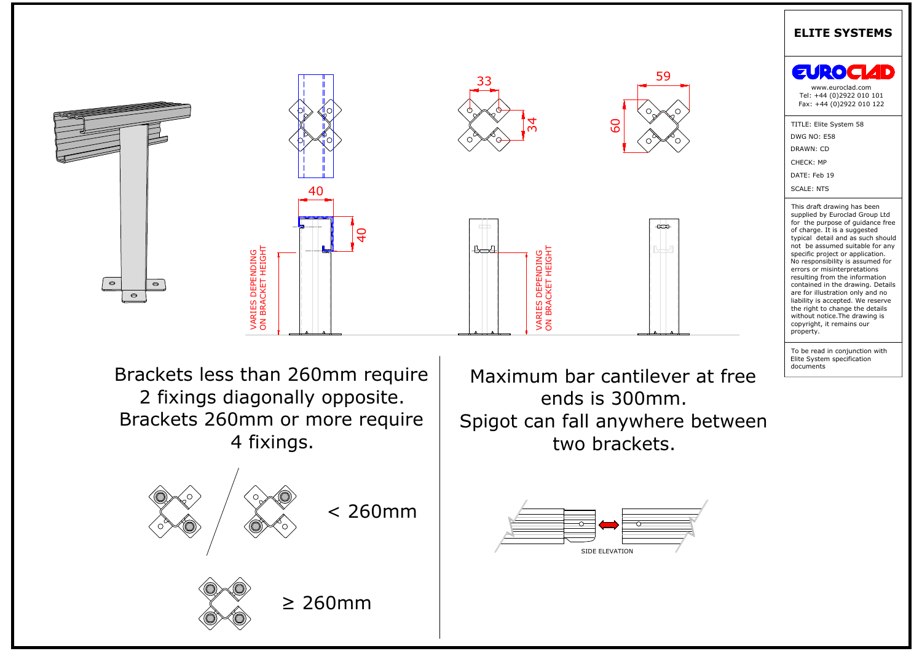40

40

VARIES DEPENDING ON BRACKET HEIGHT

33

34

VARIES DEPENDING ON BRACKET HEIGHT

59

60

Brackets less than 260mm require 2 fixings diagonally opposite.
Brackets 260mm or more require 4 fixings.

< 260mm

≥ 260mm

Maximum bar cantilever at free ends is 300mm.
Spigot can fall anywhere between two brackets.

SIDE ELEVATION

**ELITE SYSTEMS**

**EUROCLAD**

www.euroclad.com
Tel: +44 (0)2922 010 101
Fax: +44 (0)2922 010 122

TITLE: Elite System 58
DWG NO: E58
DRAWN: CD
CHECK: MP
DATE: Feb 19
SCALE: NTS

This draft drawing has been supplied by Euroclad Group Ltd for the purpose of guidance free of charge. It is a suggested typical detail and as such should not be assumed suitable for any specific project or application. No responsibility is assumed for errors or misinterpretations resulting from the information contained in the drawing. Details are for illustration only and no liability is accepted. We reserve the right to change the details without notice.The drawing is copyright, it remains our property.

To be read in conjunction with Elite System specification documents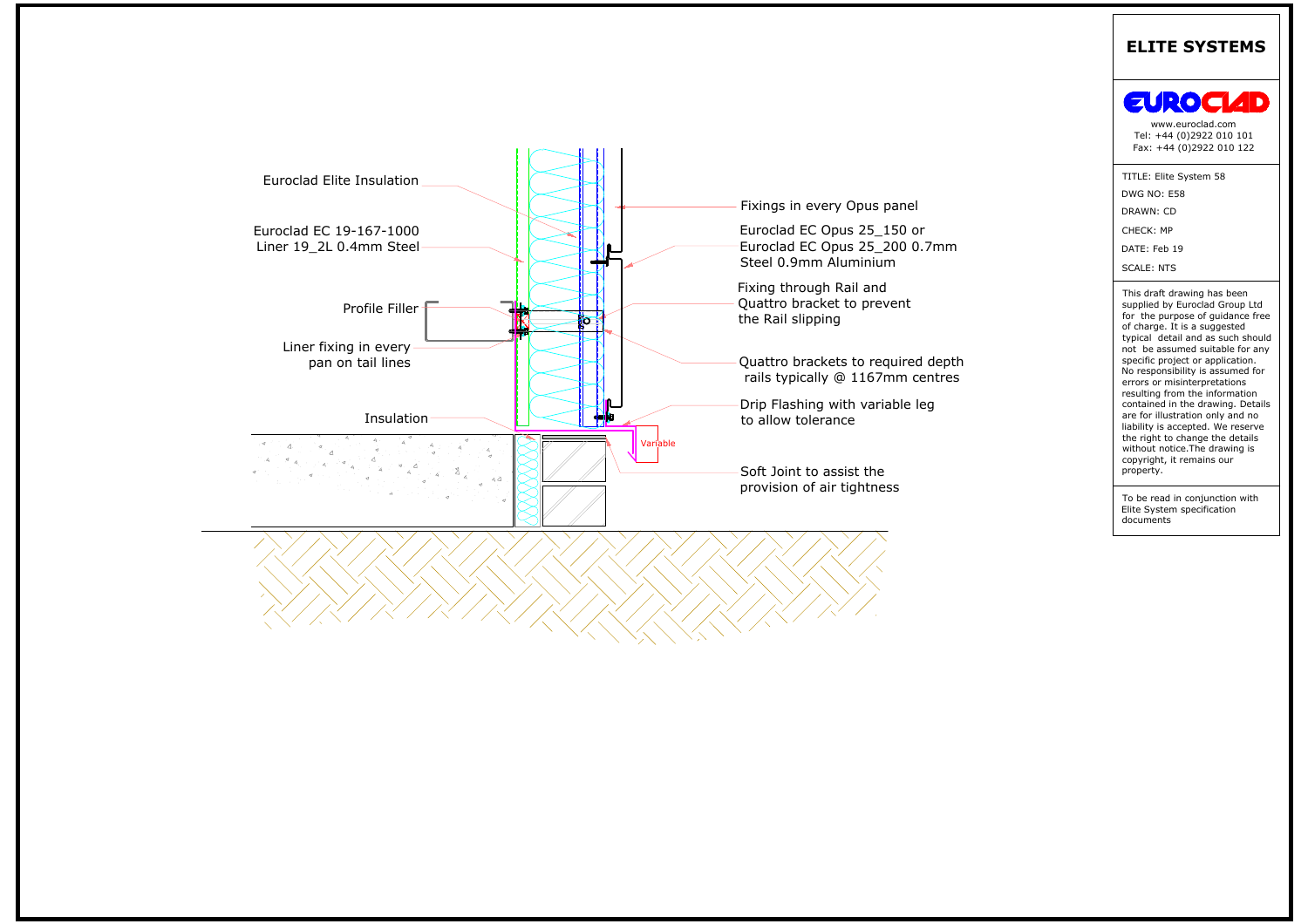Euroclad Elite Insulation

Euroclad EC 19-167-1000
Liner 19_2L 0.4mm Steel

Profile Filler

Liner fixing in every
pan on tail lines

Insulation

Fixings in every Opus panel

Euroclad EC Opus 25_150 or
Euroclad EC Opus 25_200 0.7mm
Steel 0.9mm Aluminium

Fixing through Rail and
Quattro bracket to prevent
the Rail slipping

Quattro brackets to required depth
rails typically @ 1167mm centres

Drip Flashing with variable leg
to allow tolerance

Variable

Soft Joint to assist the
provision of air tightness

## ELITE SYSTEMS

EUROCLAD

www.euroclad.com
Tel: +44 (0)2922 010 101
Fax: +44 (0)2922 010 122

TITLE: Elite System 58
DWG NO: E58
DRAWN: CD
CHECK: MP
DATE: Feb 19
SCALE: NTS

This draft drawing has been supplied by Euroclad Group Ltd for the purpose of guidance free of charge. It is a suggested typical detail and as such should not be assumed suitable for any specific project or application. No responsibility is assumed for errors or misinterpretations resulting from the information contained in the drawing. Details are for illustration only and no liability is accepted. We reserve the right to change the details without notice.The drawing is copyright, it remains our property.

To be read in conjunction with Elite System specification documents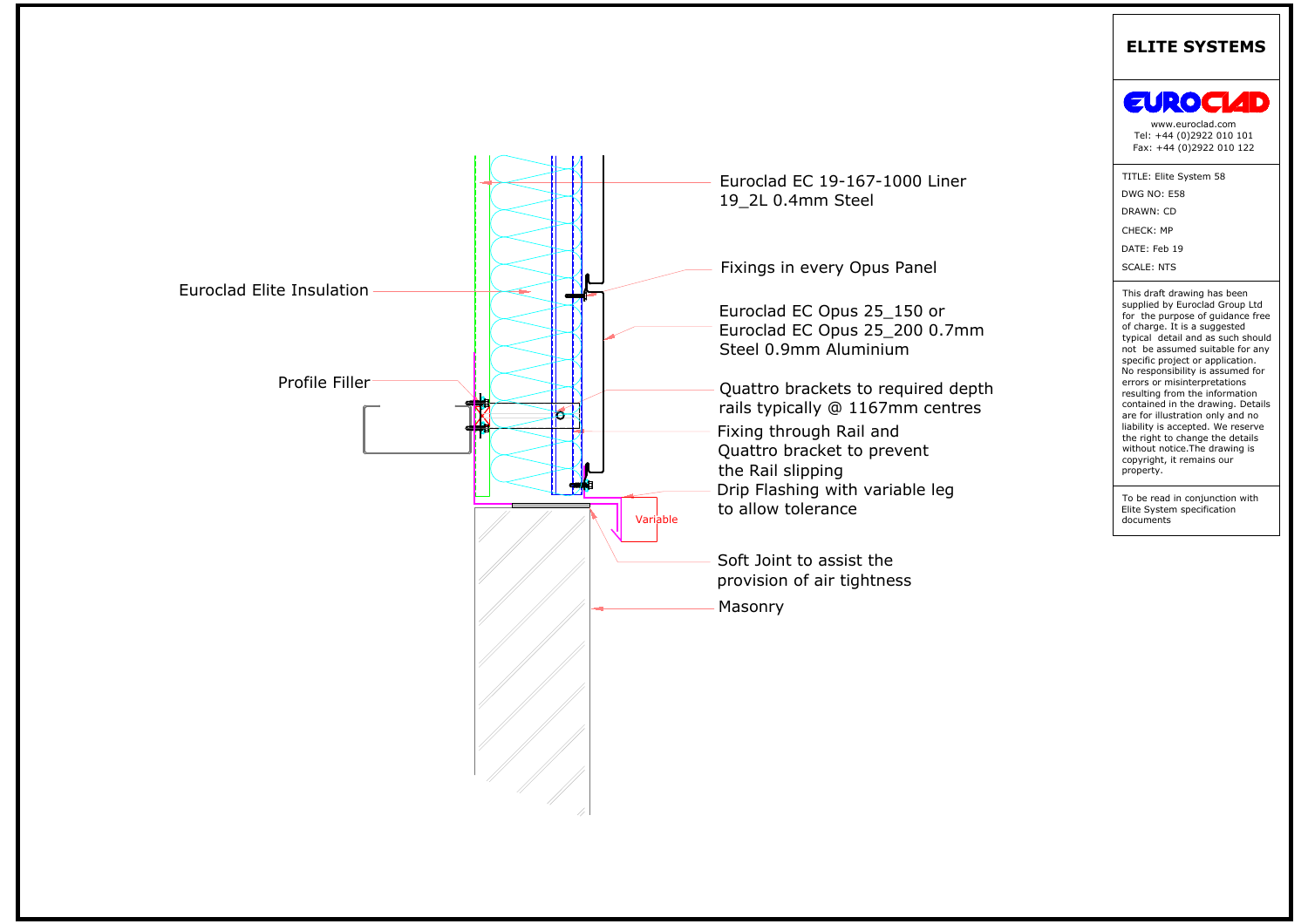# ELITE SYSTEMS

EUROCLAD

www.euroclad.com
Tel: +44 (0)2922 010 101
Fax: +44 (0)2922 010 122

TITLE: Elite System 58
DWG NO: E58
DRAWN: CD
CHECK: MP
DATE: Feb 19
SCALE: NTS

This draft drawing has been supplied by Euroclad Group Ltd for the purpose of guidance free of charge. It is a suggested typical detail and as such should not be assumed suitable for any specific project or application. No responsibility is assumed for errors or misinterpretations resulting from the information contained in the drawing. Details are for illustration only and no liability is accepted. We reserve the right to change the details without notice.The drawing is copyright, it remains our property.

To be read in conjunction with Elite System specification documents

---

Euroclad EC 19-167-1000 Liner 19_2L 0.4mm Steel

Fixings in every Opus Panel

Euroclad Elite Insulation

Euroclad EC Opus 25_150 or Euroclad EC Opus 25_200 0.7mm Steel 0.9mm Aluminium

Profile Filler

Quattro brackets to required depth rails typically @ 1167mm centres

Fixing through Rail and Quattro bracket to prevent the Rail slipping

Drip Flashing with variable leg to allow tolerance

Variable

Soft Joint to assist the provision of air tightness

Masonry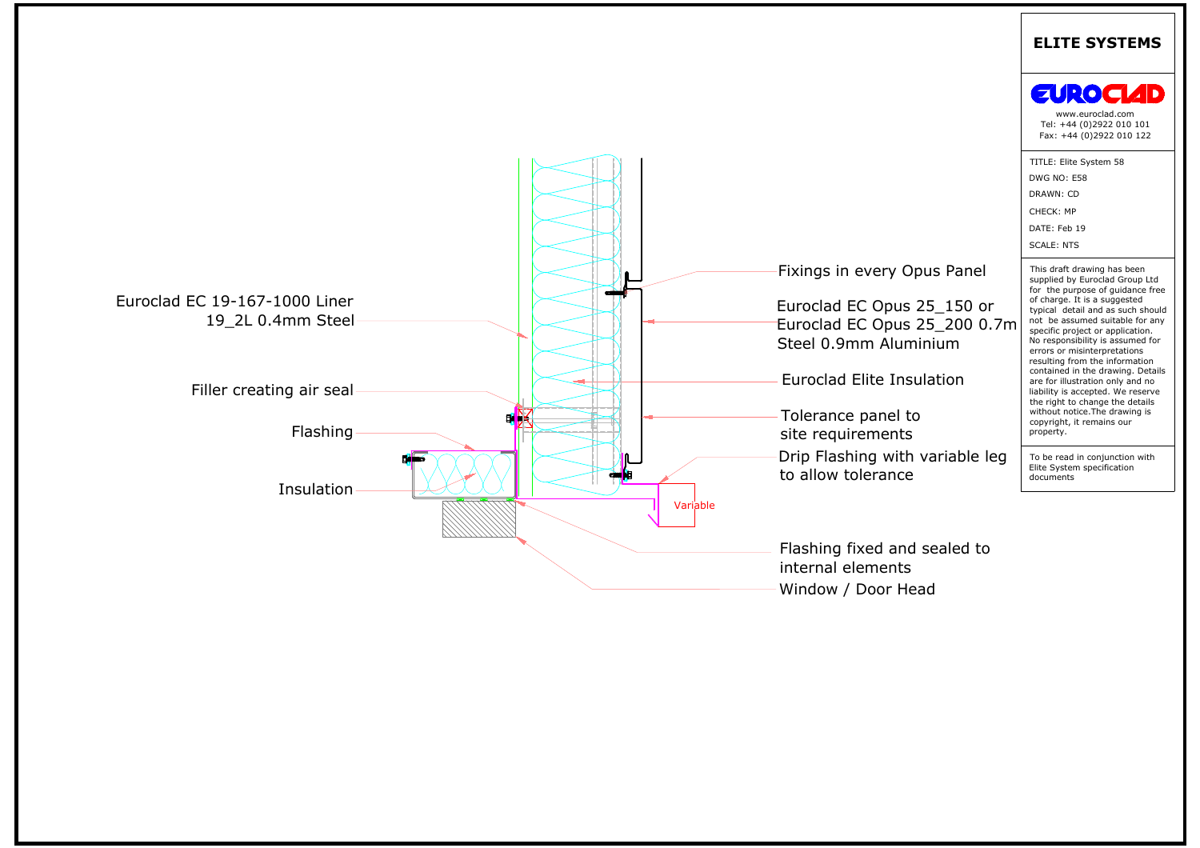Euroclad EC 19-167-1000 Liner 19_2L 0.4mm Steel

Filler creating air seal

Flashing

Insulation

Fixings in every Opus Panel

Euroclad EC Opus 25_150 or Euroclad EC Opus 25_200 0.7m Steel 0.9mm Aluminium

Euroclad Elite Insulation

Tolerance panel to site requirements

Drip Flashing with variable leg to allow tolerance

Variable

Flashing fixed and sealed to internal elements

Window / Door Head

## ELITE SYSTEMS

EUROCLAD

www.euroclad.com
Tel: +44 (0)2922 010 101
Fax: +44 (0)2922 010 122

TITLE: Elite System 58

DWG NO: E58

DRAWN: CD

CHECK: MP

DATE: Feb 19

SCALE: NTS

This draft drawing has been supplied by Euroclad Group Ltd for the purpose of guidance free of charge. It is a suggested typical detail and as such should not be assumed suitable for any specific project or application. No responsibility is assumed for errors or misinterpretations resulting from the information contained in the drawing. Details are for illustration only and no liability is accepted. We reserve the right to change the details without notice.The drawing is copyright, it remains our property.

To be read in conjunction with Elite System specification documents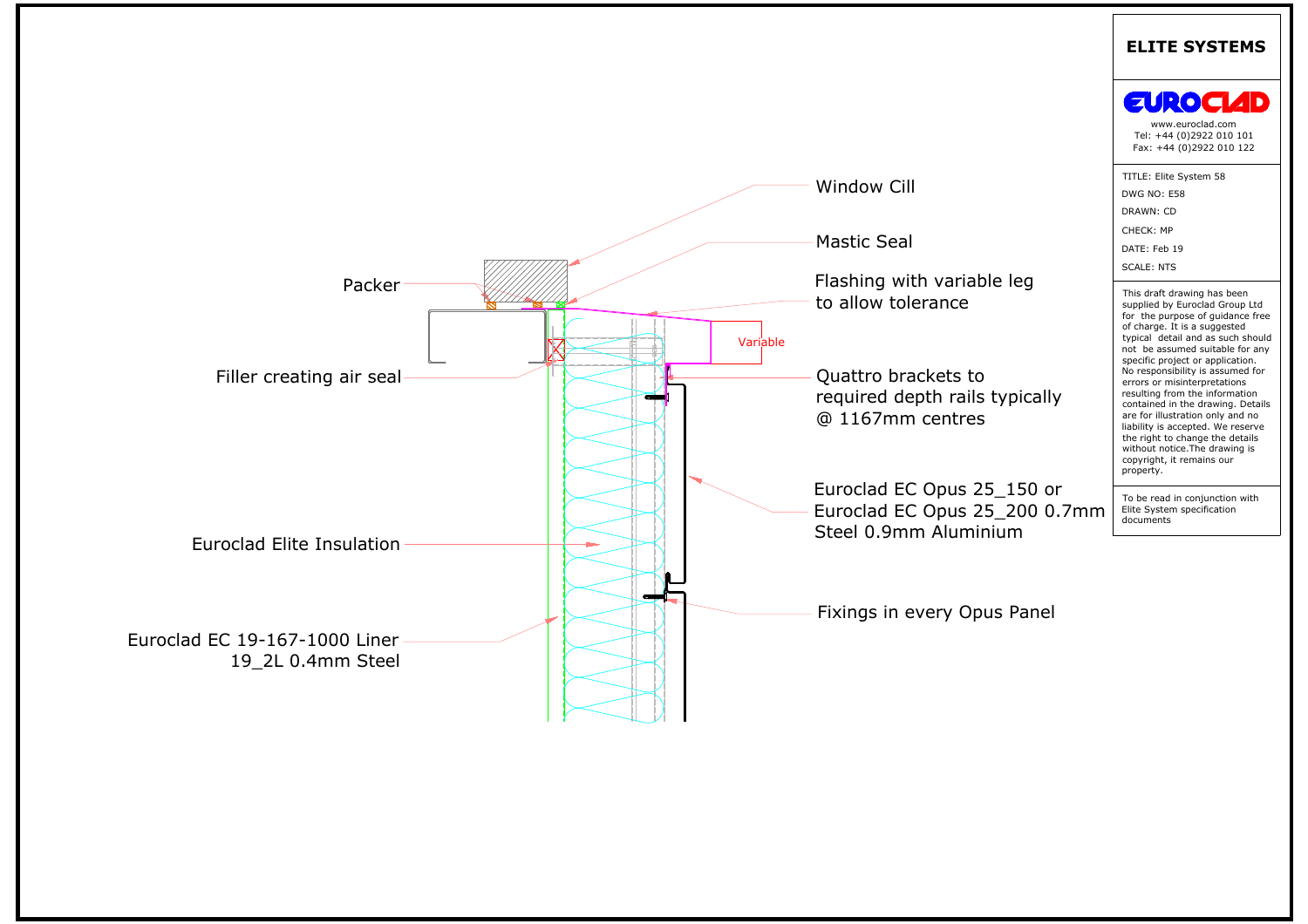Window Cill

Mastic Seal

Packer

Flashing with variable leg to allow tolerance

Variable

Filler creating air seal

Quattro brackets to required depth rails typically @ 1167mm centres

Euroclad EC Opus 25_150 or Euroclad EC Opus 25_200 0.7mm Steel 0.9mm Aluminium

Euroclad Elite Insulation

Fixings in every Opus Panel

Euroclad EC 19-167-1000 Liner 19_2L 0.4mm Steel

**ELITE SYSTEMS**

EUROCLAD

www.euroclad.com
Tel: +44 (0)2922 010 101
Fax: +44 (0)2922 010 122

TITLE: Elite System 58
DWG NO: E58
DRAWN: CD
CHECK: MP
DATE: Feb 19
SCALE: NTS

This draft drawing has been supplied by Euroclad Group Ltd for the purpose of guidance free of charge. It is a suggested typical detail and as such should not be assumed suitable for any specific project or application. No responsibility is assumed for errors or misinterpretations resulting from the information contained in the drawing. Details are for illustration only and no liability is accepted. We reserve the right to change the details without notice.The drawing is copyright, it remains our property.

To be read in conjunction with Elite System specification documents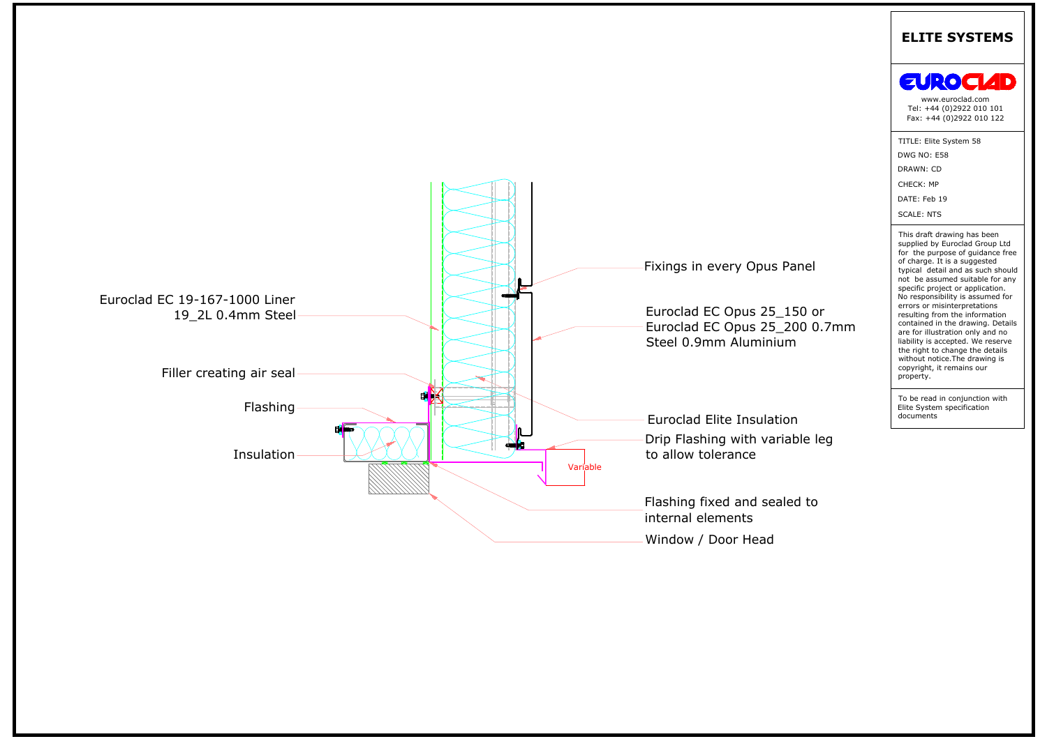Euroclad EC 19-167-1000 Liner 19_2L 0.4mm Steel

Filler creating air seal

Flashing

Insulation

Fixings in every Opus Panel

Euroclad EC Opus 25_150 or Euroclad EC Opus 25_200 0.7mm Steel 0.9mm Aluminium

Euroclad Elite Insulation

Drip Flashing with variable leg to allow tolerance

Variable

Flashing fixed and sealed to internal elements

Window / Door Head

## ELITE SYSTEMS

EUROCLAD

www.euroclad.com
Tel: +44 (0)2922 010 101
Fax: +44 (0)2922 010 122

TITLE: Elite System 58

DWG NO: E58

DRAWN: CD

CHECK: MP

DATE: Feb 19

SCALE: NTS

This draft drawing has been supplied by Euroclad Group Ltd for the purpose of guidance free of charge. It is a suggested typical detail and as such should not be assumed suitable for any specific project or application. No responsibility is assumed for errors or misinterpretations resulting from the information contained in the drawing. Details are for illustration only and no liability is accepted. We reserve the right to change the details without notice.The drawing is copyright, it remains our property.

To be read in conjunction with Elite System specification documents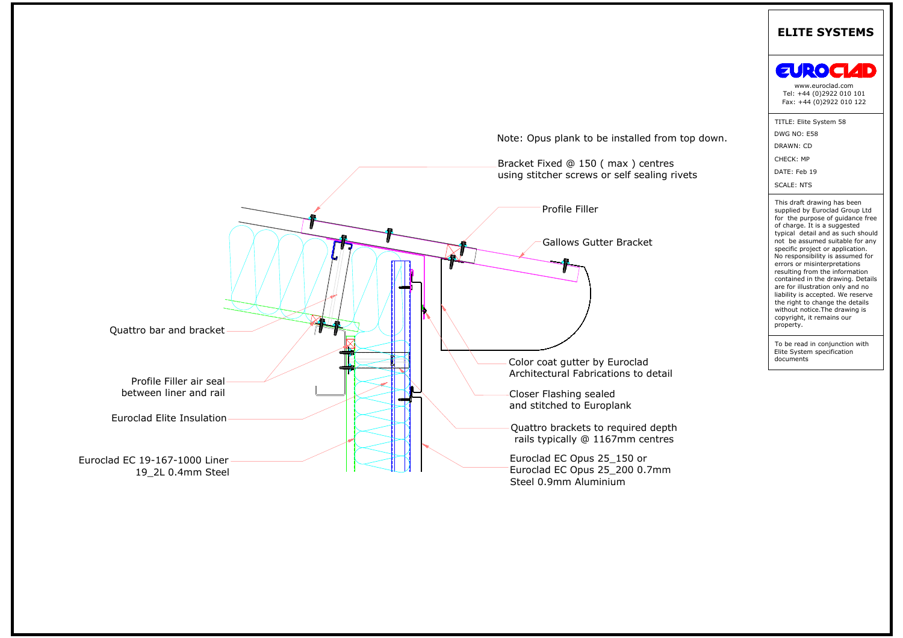## ELITE SYSTEMS

EUROCLAD

www.euroclad.com
Tel: +44 (0)2922 010 101
Fax: +44 (0)2922 010 122

TITLE: Elite System 58
DWG NO: E58
DRAWN: CD
CHECK: MP
DATE: Feb 19
SCALE: NTS

This draft drawing has been supplied by Euroclad Group Ltd for the purpose of guidance free of charge. It is a suggested typical detail and as such should not be assumed suitable for any specific project or application. No responsibility is assumed for errors or misinterpretations resulting from the information contained in the drawing. Details are for illustration only and no liability is accepted. We reserve the right to change the details without notice.The drawing is copyright, it remains our property.

To be read in conjunction with Elite System specification documents

Note: Opus plank to be installed from top down.

Bracket Fixed @ 150 ( max ) centres using stitcher screws or self sealing rivets

Profile Filler

Gallows Gutter Bracket

Quattro bar and bracket

Profile Filler air seal between liner and rail

Euroclad Elite Insulation

Euroclad EC 19-167-1000 Liner 19_2L 0.4mm Steel

Color coat gutter by Euroclad Architectural Fabrications to detail

Closer Flashing sealed and stitched to Europlank

Quattro brackets to required depth rails typically @ 1167mm centres

Euroclad EC Opus 25_150 or Euroclad EC Opus 25_200 0.7mm Steel 0.9mm Aluminium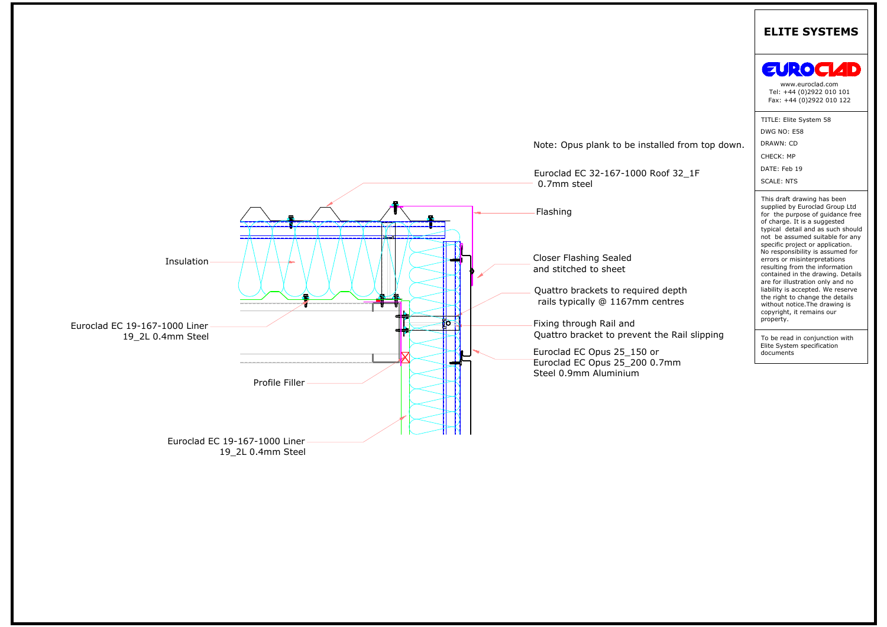Note: Opus plank to be installed from top down.

Euroclad EC 32-167-1000 Roof 32_1F
0.7mm steel

Flashing

Insulation

Closer Flashing Sealed
and stitched to sheet

Quattro brackets to required depth
rails typically @ 1167mm centres

Euroclad EC 19-167-1000 Liner
19_2L 0.4mm Steel

Fixing through Rail and
Quattro bracket to prevent the Rail slipping

Euroclad EC Opus 25_150 or
Euroclad EC Opus 25_200 0.7mm
Steel 0.9mm Aluminium

Profile Filler

Euroclad EC 19-167-1000 Liner
19_2L 0.4mm Steel

## ELITE SYSTEMS

EUROCLAD

www.euroclad.com
Tel: +44 (0)2922 010 101
Fax: +44 (0)2922 010 122

TITLE: Elite System 58

DWG NO: E58

DRAWN: CD

CHECK: MP

DATE: Feb 19

SCALE: NTS

This draft drawing has been supplied by Euroclad Group Ltd for the purpose of guidance free of charge. It is a suggested typical detail and as such should not be assumed suitable for any specific project or application. No responsibility is assumed for errors or misinterpretations resulting from the information contained in the drawing. Details are for illustration only and no liability is accepted. We reserve the right to change the details without notice.The drawing is copyright, it remains our property.

To be read in conjunction with Elite System specification documents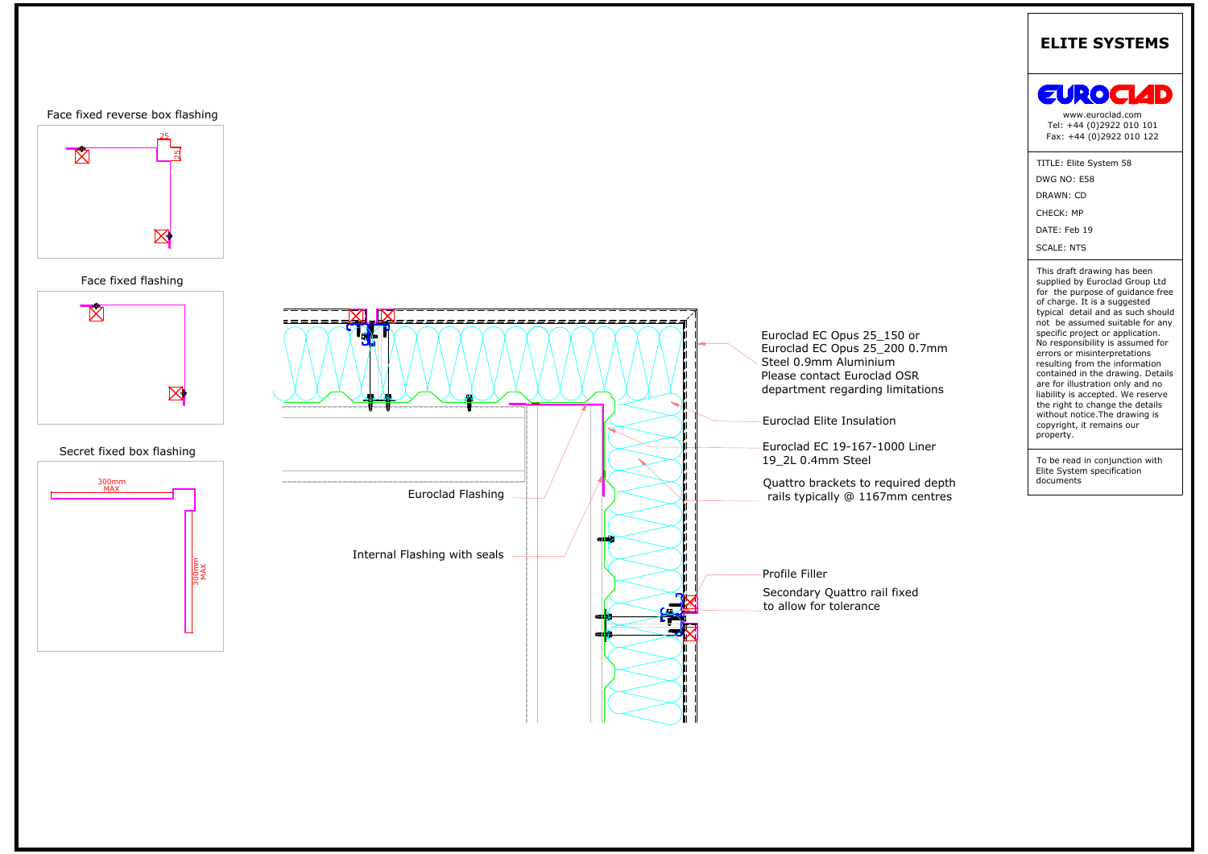## Face fixed reverse box flashing

25

25

## Face fixed flashing

## Secret fixed box flashing

300mm MAX

300mm MAX

Euroclad EC Opus 25_150 or Euroclad EC Opus 25_200 0.7mm Steel 0.9mm Aluminium Please contact Euroclad OSR department regarding limitations

Euroclad Elite Insulation

Euroclad EC 19-167-1000 Liner 19_2L 0.4mm Steel

Quattro brackets to required depth rails typically @ 1167mm centres

Euroclad Flashing

Internal Flashing with seals

Profile Filler

Secondary Quattro rail fixed to allow for tolerance

# ELITE SYSTEMS

EUROCLAD

www.euroclad.com
Tel: +44 (0)2922 010 101
Fax: +44 (0)2922 010 122

TITLE: Elite System 58

DWG NO: E58

DRAWN: CD

CHECK: MP

DATE: Feb 19

SCALE: NTS

This draft drawing has been supplied by Euroclad Group Ltd for the purpose of guidance free of charge. It is a suggested typical detail and as such should not be assumed suitable for any specific project or application. No responsibility is assumed for errors or misinterpretations resulting from the information contained in the drawing. Details are for illustration only and no liability is accepted. We reserve the right to change the details without notice.The drawing is copyright, it remains our property.

To be read in conjunction with Elite System specification documents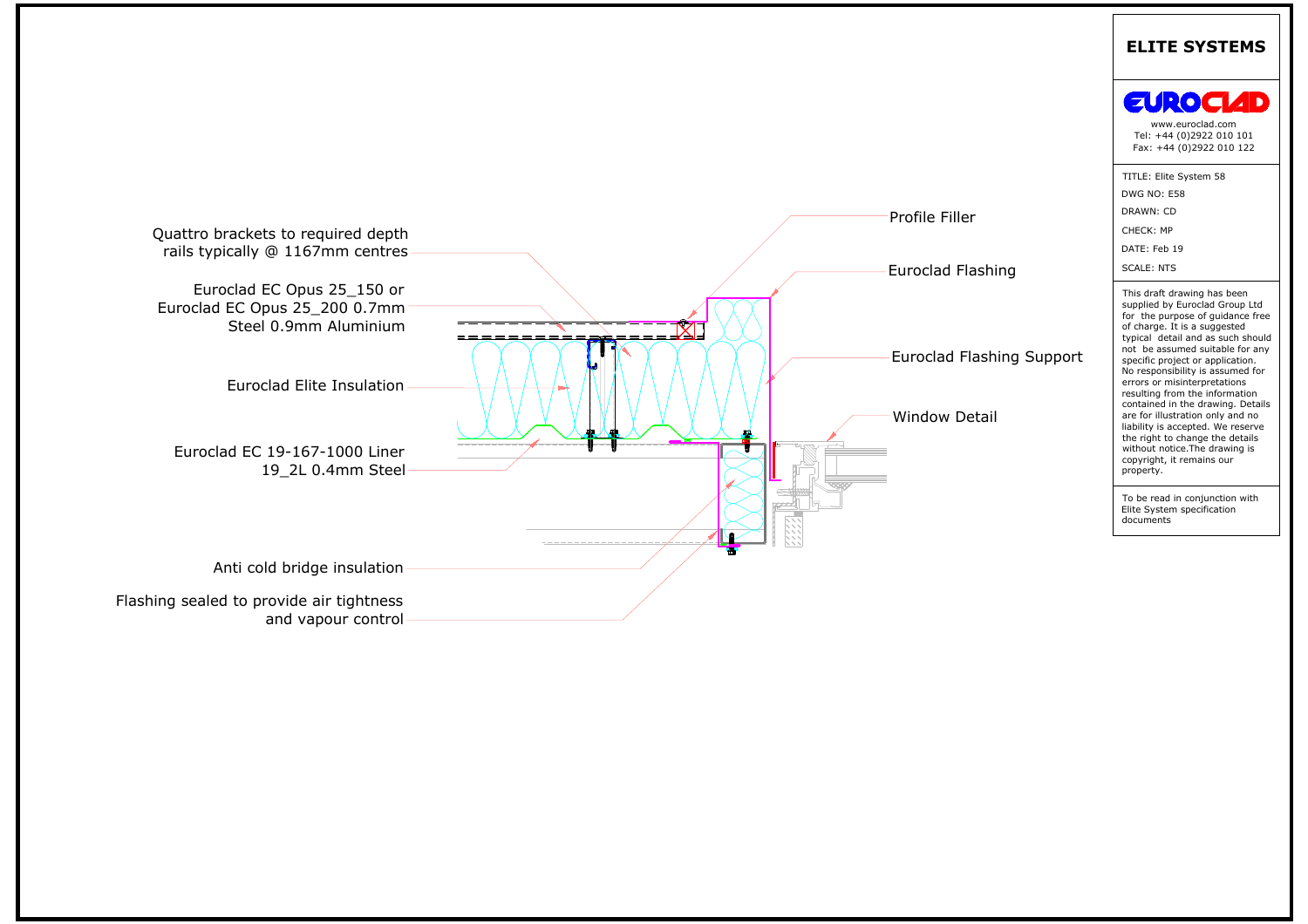Quattro brackets to required depth
rails typically @ 1167mm centres

Euroclad EC Opus 25_150 or
Euroclad EC Opus 25_200 0.7mm
Steel 0.9mm Aluminium

Euroclad Elite Insulation

Euroclad EC 19-167-1000 Liner
19_2L 0.4mm Steel

Anti cold bridge insulation

Flashing sealed to provide air tightness
and vapour control

Profile Filler

Euroclad Flashing

Euroclad Flashing Support

Window Detail

## ELITE SYSTEMS

EUROCLAD

www.euroclad.com
Tel: +44 (0)2922 010 101
Fax: +44 (0)2922 010 122

TITLE: Elite System 58

DWG NO: E58

DRAWN: CD

CHECK: MP

DATE: Feb 19

SCALE: NTS

This draft drawing has been supplied by Euroclad Group Ltd for the purpose of guidance free of charge. It is a suggested typical detail and as such should not be assumed suitable for any specific project or application. No responsibility is assumed for errors or misinterpretations resulting from the information contained in the drawing. Details are for illustration only and no liability is accepted. We reserve the right to change the details without notice.The drawing is copyright, it remains our property.

To be read in conjunction with Elite System specification documents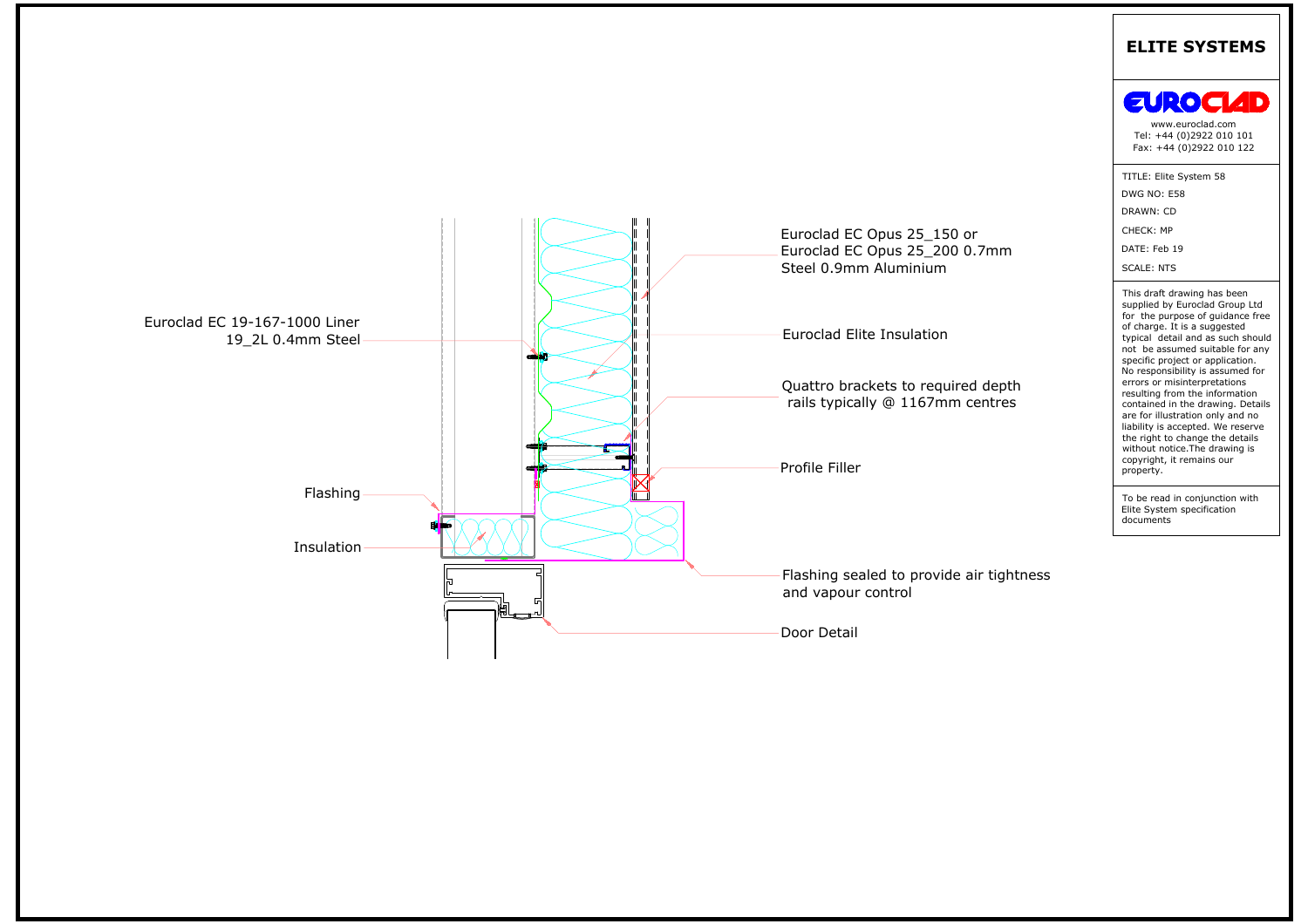Euroclad EC Opus 25_150 or
Euroclad EC Opus 25_200 0.7mm
Steel 0.9mm Aluminium

Euroclad EC 19-167-1000 Liner
19_2L 0.4mm Steel

Euroclad Elite Insulation

Quattro brackets to required depth
rails typically @ 1167mm centres

Profile Filler

Flashing

Insulation

Flashing sealed to provide air tightness
and vapour control

Door Detail

## ELITE SYSTEMS

EUROCLAD

www.euroclad.com
Tel: +44 (0)2922 010 101
Fax: +44 (0)2922 010 122

TITLE: Elite System 58

DWG NO: E58

DRAWN: CD

CHECK: MP

DATE: Feb 19

SCALE: NTS

This draft drawing has been supplied by Euroclad Group Ltd for the purpose of guidance free of charge. It is a suggested typical detail and as such should not be assumed suitable for any specific project or application. No responsibility is assumed for errors or misinterpretations resulting from the information contained in the drawing. Details are for illustration only and no liability is accepted. We reserve the right to change the details without notice.The drawing is copyright, it remains our property.

To be read in conjunction with Elite System specification documents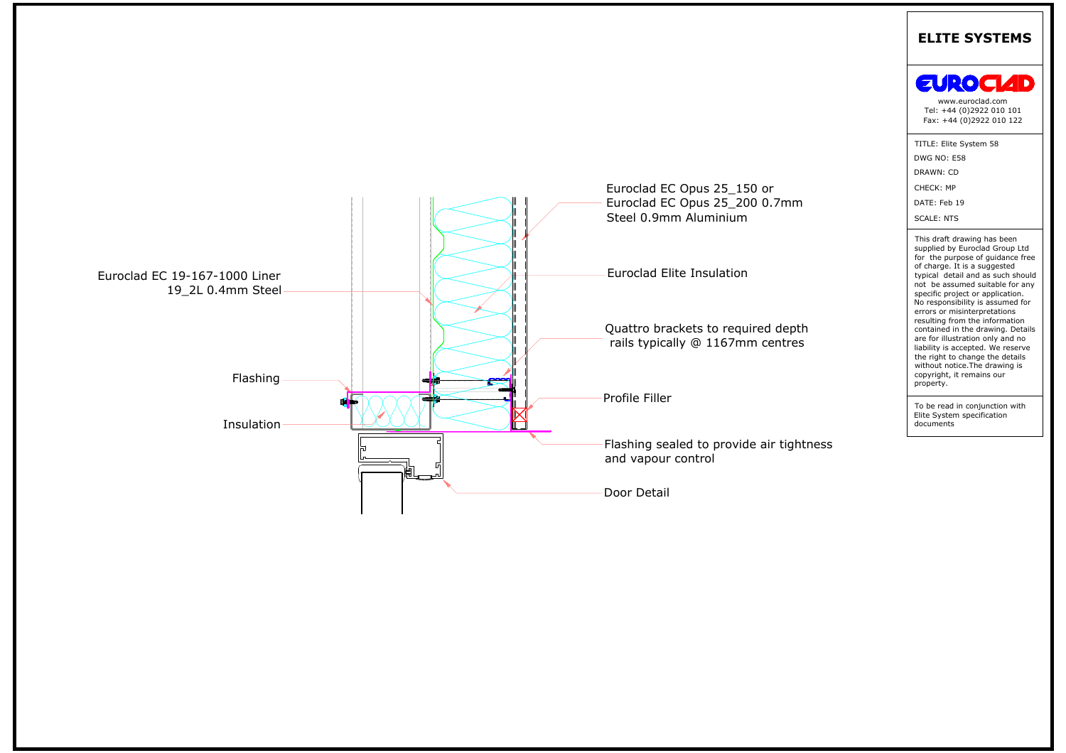Euroclad EC Opus 25_150 or
Euroclad EC Opus 25_200 0.7mm
Steel 0.9mm Aluminium

Euroclad Elite Insulation

Euroclad EC 19-167-1000 Liner
19_2L 0.4mm Steel

Quattro brackets to required depth
rails typically @ 1167mm centres

Flashing

Profile Filler

Insulation

Flashing sealed to provide air tightness
and vapour control

Door Detail

## ELITE SYSTEMS

**EUROCLAD**

www.euroclad.com
Tel: +44 (0)2922 010 101
Fax: +44 (0)2922 010 122

TITLE: Elite System 58

DWG NO: E58

DRAWN: CD

CHECK: MP

DATE: Feb 19

SCALE: NTS

This draft drawing has been supplied by Euroclad Group Ltd for the purpose of guidance free of charge. It is a suggested typical detail and as such should not be assumed suitable for any specific project or application. No responsibility is assumed for errors or misinterpretations resulting from the information contained in the drawing. Details are for illustration only and no liability is accepted. We reserve the right to change the details without notice.The drawing is copyright, it remains our property.

To be read in conjunction with Elite System specification documents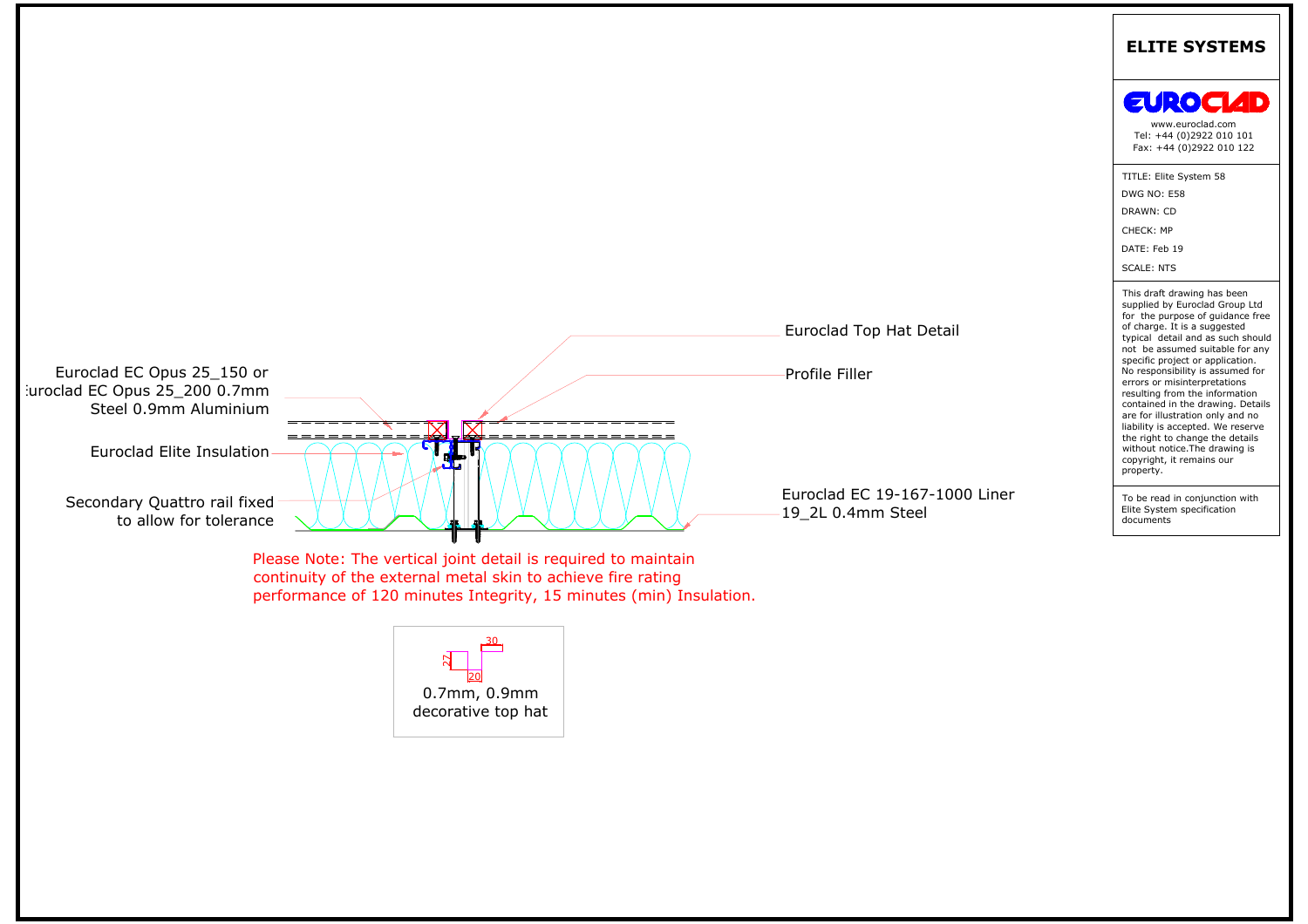# ELITE SYSTEMS

EUROCLAD

www.euroclad.com
Tel: +44 (0)2922 010 101
Fax: +44 (0)2922 010 122

TITLE: Elite System 58

DWG NO: E58

DRAWN: CD

CHECK: MP

DATE: Feb 19

SCALE: NTS

This draft drawing has been supplied by Euroclad Group Ltd for the purpose of guidance free of charge. It is a suggested typical detail and as such should not be assumed suitable for any specific project or application. No responsibility is assumed for errors or misinterpretations resulting from the information contained in the drawing. Details are for illustration only and no liability is accepted. We reserve the right to change the details without notice.The drawing is copyright, it remains our property.

To be read in conjunction with Elite System specification documents

Euroclad Top Hat Detail

Profile Filler

Euroclad EC Opus 25_150 or Euroclad EC Opus 25_200 0.7mm Steel 0.9mm Aluminium

Euroclad Elite Insulation

Secondary Quattro rail fixed to allow for tolerance

Euroclad EC 19-167-1000 Liner 19_2L 0.4mm Steel

Please Note: The vertical joint detail is required to maintain continuity of the external metal skin to achieve fire rating performance of 120 minutes Integrity, 15 minutes (min) Insulation.

30

27

20

0.7mm, 0.9mm decorative top hat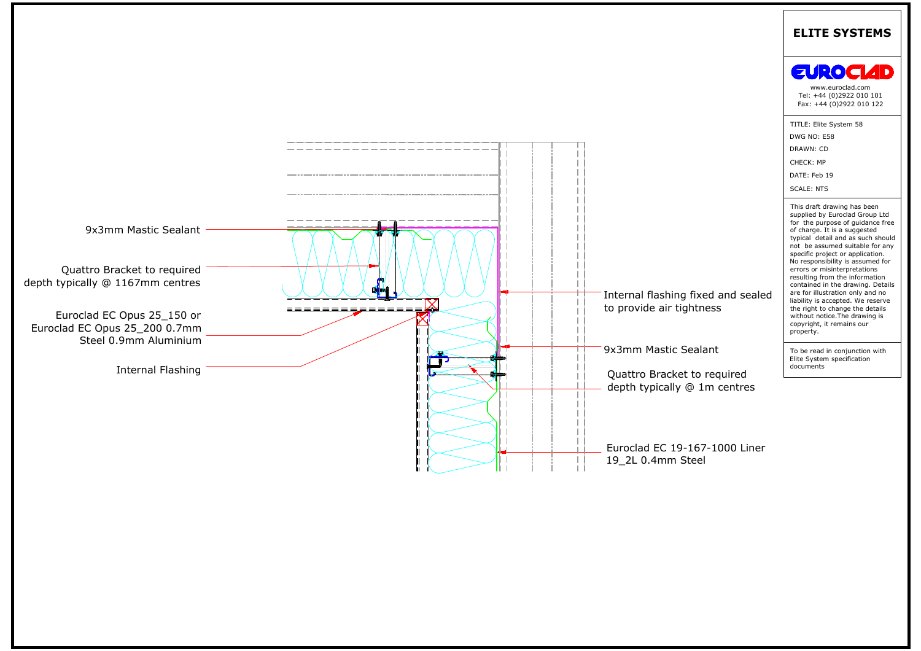9x3mm Mastic Sealant

Quattro Bracket to required depth typically @ 1167mm centres

Euroclad EC Opus 25_150 or Euroclad EC Opus 25_200 0.7mm Steel 0.9mm Aluminium

Internal Flashing

Internal flashing fixed and sealed to provide air tightness

9x3mm Mastic Sealant

Quattro Bracket to required depth typically @ 1m centres

Euroclad EC 19-167-1000 Liner 19_2L 0.4mm Steel

## ELITE SYSTEMS

EUROCLAD

www.euroclad.com
Tel: +44 (0)2922 010 101
Fax: +44 (0)2922 010 122

TITLE: Elite System 58

DWG NO: E58

DRAWN: CD

CHECK: MP

DATE: Feb 19

SCALE: NTS

This draft drawing has been supplied by Euroclad Group Ltd for the purpose of guidance free of charge. It is a suggested typical detail and as such should not be assumed suitable for any specific project or application. No responsibility is assumed for errors or misinterpretations resulting from the information contained in the drawing. Details are for illustration only and no liability is accepted. We reserve the right to change the details without notice.The drawing is copyright, it remains our property.

To be read in conjunction with Elite System specification documents